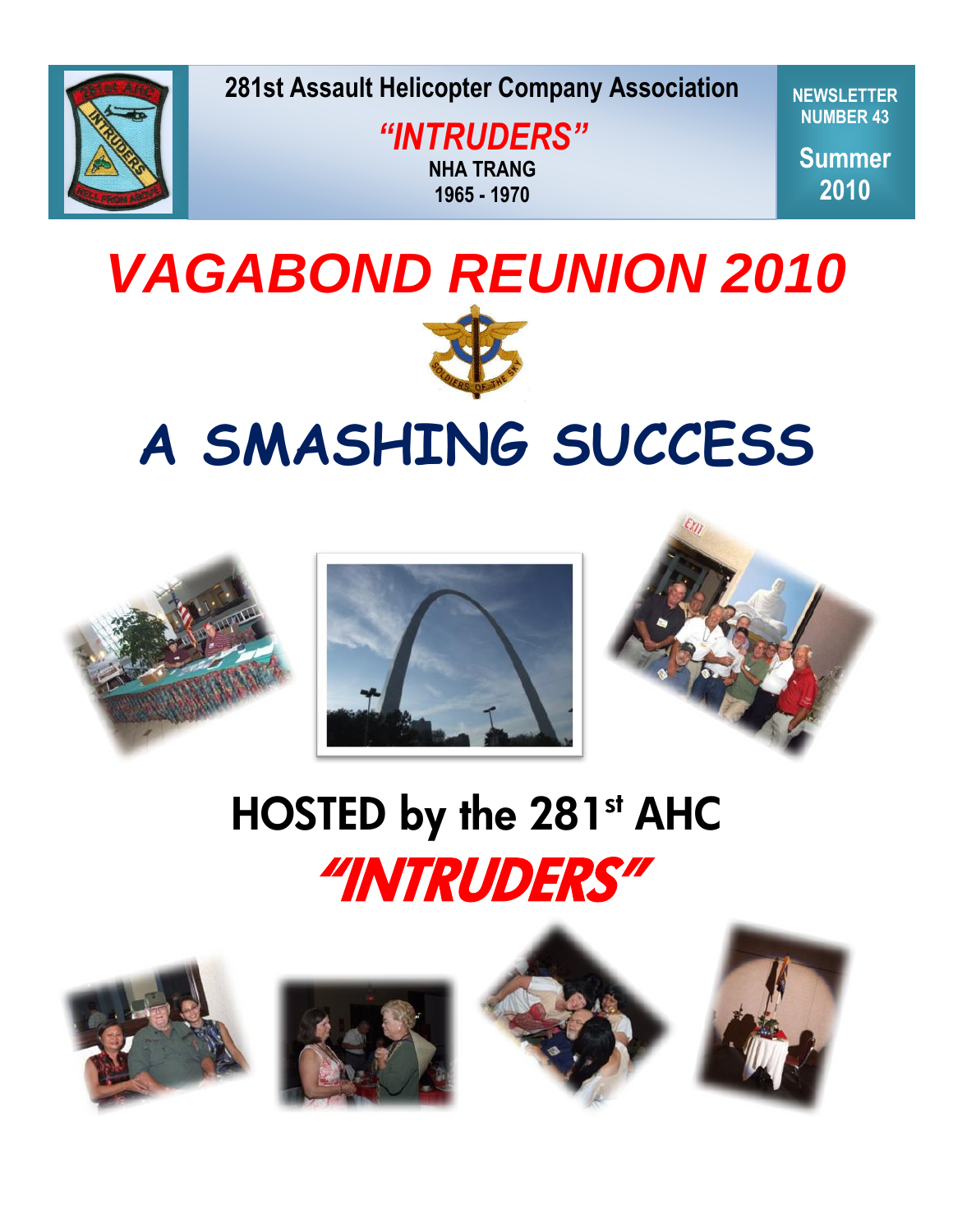281st Assault Helicopter Company Association

*"INTRUDERS"*

NHA TRANG

1965 - 1970

NEWSLETTER NUMBER 43

Summer 2010

# *VAGABOND REUNION 2010*

# A SMASHING SUCCESS

## HOSTED by the 281st AHC

## *"INTRUDERS"*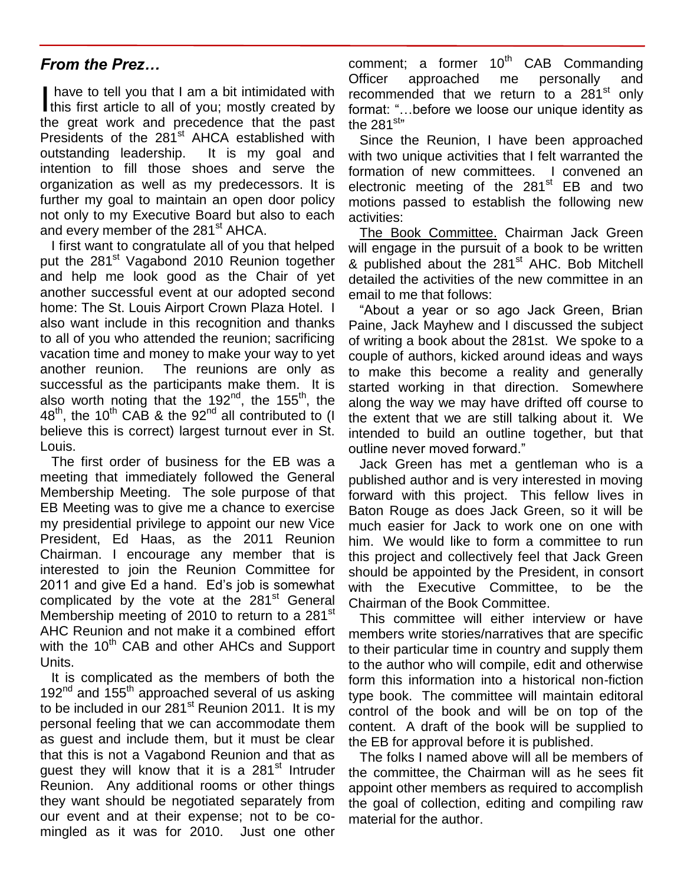## *From the Prez…*

I have to tell you that I am a bit intimidated with this first article to all of you; mostly created by the great work and precedence that the past Presidents of the 281st AHCA established with outstanding leadership. It is my goal and intention to fill those shoes and serve the organization as well as my predecessors. It is further my goal to maintain an open door policy not only to my Executive Board but also to each and every member of the 281st AHCA.

I first want to congratulate all of you that helped put the 281st Vagabond 2010 Reunion together and help me look good as the Chair of yet another successful event at our adopted second home: The St. Louis Airport Crown Plaza Hotel. I also want include in this recognition and thanks to all of you who attended the reunion; sacrificing vacation time and money to make your way to yet another reunion. The reunions are only as successful as the participants make them. It is also worth noting that the 192nd, the 155th, the 48th, the 10th CAB & the 92nd all contributed to (I believe this is correct) largest turnout ever in St. Louis.

The first order of business for the EB was a meeting that immediately followed the General Membership Meeting. The sole purpose of that EB Meeting was to give me a chance to exercise my presidential privilege to appoint our new Vice President, Ed Haas, as the 2011 Reunion Chairman. I encourage any member that is interested to join the Reunion Committee for 2011 and give Ed a hand. Ed's job is somewhat complicated by the vote at the 281st General Membership meeting of 2010 to return to a 281st AHC Reunion and not make it a combined effort with the 10th CAB and other AHCs and Support Units.

It is complicated as the members of both the 192nd and 155th approached several of us asking to be included in our 281st Reunion 2011. It is my personal feeling that we can accommodate them as guest and include them, but it must be clear that this is not a Vagabond Reunion and that as guest they will know that it is a 281st Intruder Reunion. Any additional rooms or other things they want should be negotiated separately from our event and at their expense; not to be co-mingled as it was for 2010. Just one other comment; a former 10th CAB Commanding Officer approached me personally and recommended that we return to a 281st only format: "…before we loose our unique identity as the 281st"

Since the Reunion, I have been approached with two unique activities that I felt warranted the formation of new committees. I convened an electronic meeting of the 281st EB and two motions passed to establish the following new activities:

The Book Committee. Chairman Jack Green will engage in the pursuit of a book to be written & published about the 281st AHC. Bob Mitchell detailed the activities of the new committee in an email to me that follows:

"About a year or so ago Jack Green, Brian Paine, Jack Mayhew and I discussed the subject of writing a book about the 281st. We spoke to a couple of authors, kicked around ideas and ways to make this become a reality and generally started working in that direction. Somewhere along the way we may have drifted off course to the extent that we are still talking about it. We intended to build an outline together, but that outline never moved forward."

Jack Green has met a gentleman who is a published author and is very interested in moving forward with this project. This fellow lives in Baton Rouge as does Jack Green, so it will be much easier for Jack to work one on one with him. We would like to form a committee to run this project and collectively feel that Jack Green should be appointed by the President, in consort with the Executive Committee, to be the Chairman of the Book Committee.

This committee will either interview or have members write stories/narratives that are specific to their particular time in country and supply them to the author who will compile, edit and otherwise form this information into a historical non-fiction type book. The committee will maintain editoral control of the book and will be on top of the content. A draft of the book will be supplied to the EB for approval before it is published.

The folks I named above will all be members of the committee, the Chairman will as he sees fit appoint other members as required to accomplish the goal of collection, editing and compiling raw material for the author.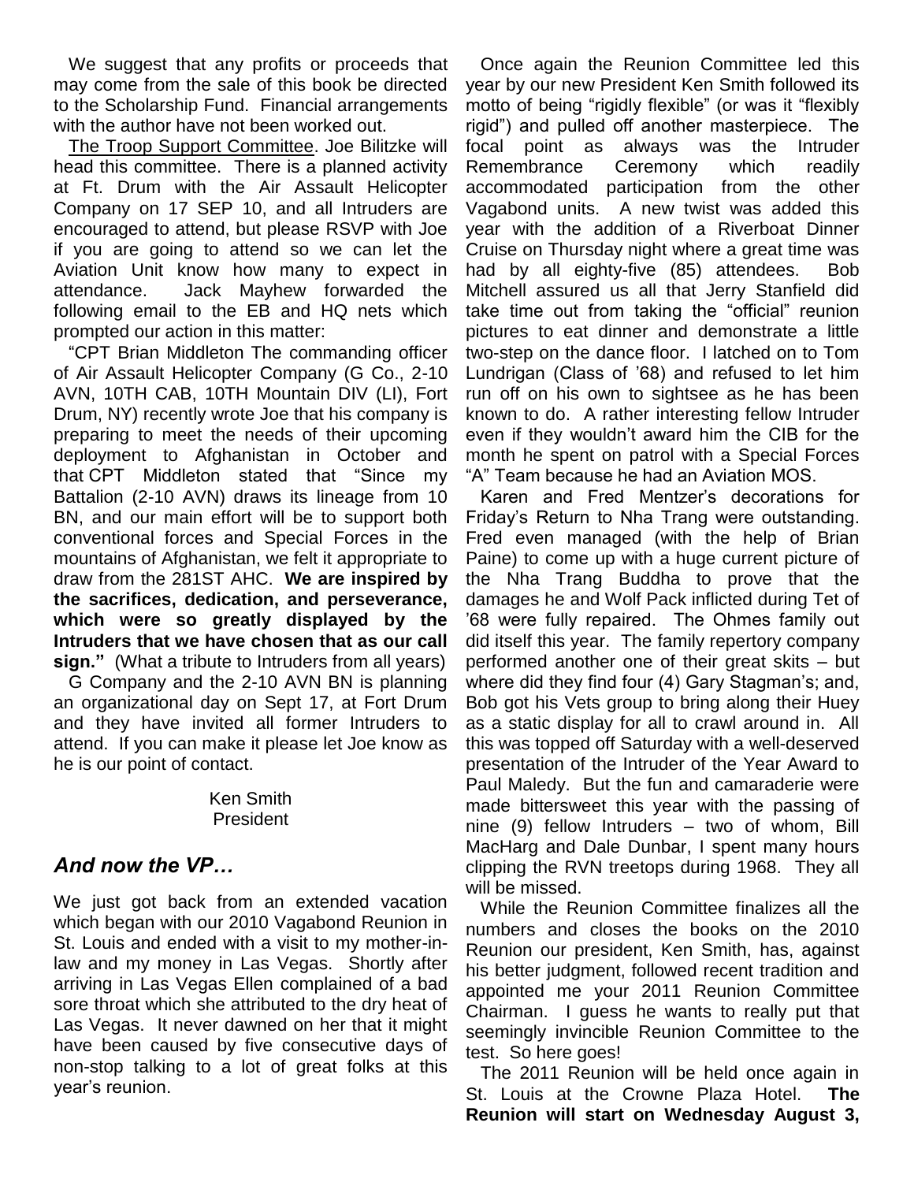We suggest that any profits or proceeds that may come from the sale of this book be directed to the Scholarship Fund. Financial arrangements with the author have not been worked out.

The Troop Support Committee. Joe Bilitzke will head this committee. There is a planned activity at Ft. Drum with the Air Assault Helicopter Company on 17 SEP 10, and all Intruders are encouraged to attend, but please RSVP with Joe if you are going to attend so we can let the Aviation Unit know how many to expect in attendance. Jack Mayhew forwarded the following email to the EB and HQ nets which prompted our action in this matter:

"CPT Brian Middleton The commanding officer of Air Assault Helicopter Company (G Co., 2-10 AVN, 10TH CAB, 10TH Mountain DIV (LI), Fort Drum, NY) recently wrote Joe that his company is preparing to meet the needs of their upcoming deployment to Afghanistan in October and that CPT Middleton stated that "Since my Battalion (2-10 AVN) draws its lineage from 10 BN, and our main effort will be to support both conventional forces and Special Forces in the mountains of Afghanistan, we felt it appropriate to draw from the 281ST AHC. **We are inspired by the sacrifices, dedication, and perseverance, which were so greatly displayed by the Intruders that we have chosen that as our call sign."** (What a tribute to Intruders from all years)

G Company and the 2-10 AVN BN is planning an organizational day on Sept 17, at Fort Drum and they have invited all former Intruders to attend. If you can make it please let Joe know as he is our point of contact.

Ken Smith
President

## *And now the VP…*

We just got back from an extended vacation which began with our 2010 Vagabond Reunion in St. Louis and ended with a visit to my mother-in-law and my money in Las Vegas. Shortly after arriving in Las Vegas Ellen complained of a bad sore throat which she attributed to the dry heat of Las Vegas. It never dawned on her that it might have been caused by five consecutive days of non-stop talking to a lot of great folks at this year's reunion.

Once again the Reunion Committee led this year by our new President Ken Smith followed its motto of being "rigidly flexible" (or was it "flexibly rigid") and pulled off another masterpiece. The focal point as always was the Intruder Remembrance Ceremony which readily accommodated participation from the other Vagabond units. A new twist was added this year with the addition of a Riverboat Dinner Cruise on Thursday night where a great time was had by all eighty-five (85) attendees. Bob Mitchell assured us all that Jerry Stanfield did take time out from taking the "official" reunion pictures to eat dinner and demonstrate a little two-step on the dance floor. I latched on to Tom Lundrigan (Class of '68) and refused to let him run off on his own to sightsee as he has been known to do. A rather interesting fellow Intruder even if they wouldn't award him the CIB for the month he spent on patrol with a Special Forces "A" Team because he had an Aviation MOS.

Karen and Fred Mentzer's decorations for Friday's Return to Nha Trang were outstanding. Fred even managed (with the help of Brian Paine) to come up with a huge current picture of the Nha Trang Buddha to prove that the damages he and Wolf Pack inflicted during Tet of '68 were fully repaired. The Ohmes family out did itself this year. The family repertory company performed another one of their great skits – but where did they find four (4) Gary Stagman's; and, Bob got his Vets group to bring along their Huey as a static display for all to crawl around in. All this was topped off Saturday with a well-deserved presentation of the Intruder of the Year Award to Paul Maledy. But the fun and camaraderie were made bittersweet this year with the passing of nine (9) fellow Intruders – two of whom, Bill MacHarg and Dale Dunbar, I spent many hours clipping the RVN treetops during 1968. They all will be missed.

While the Reunion Committee finalizes all the numbers and closes the books on the 2010 Reunion our president, Ken Smith, has, against his better judgment, followed recent tradition and appointed me your 2011 Reunion Committee Chairman. I guess he wants to really put that seemingly invincible Reunion Committee to the test. So here goes!

The 2011 Reunion will be held once again in St. Louis at the Crowne Plaza Hotel. **The Reunion will start on Wednesday August 3,**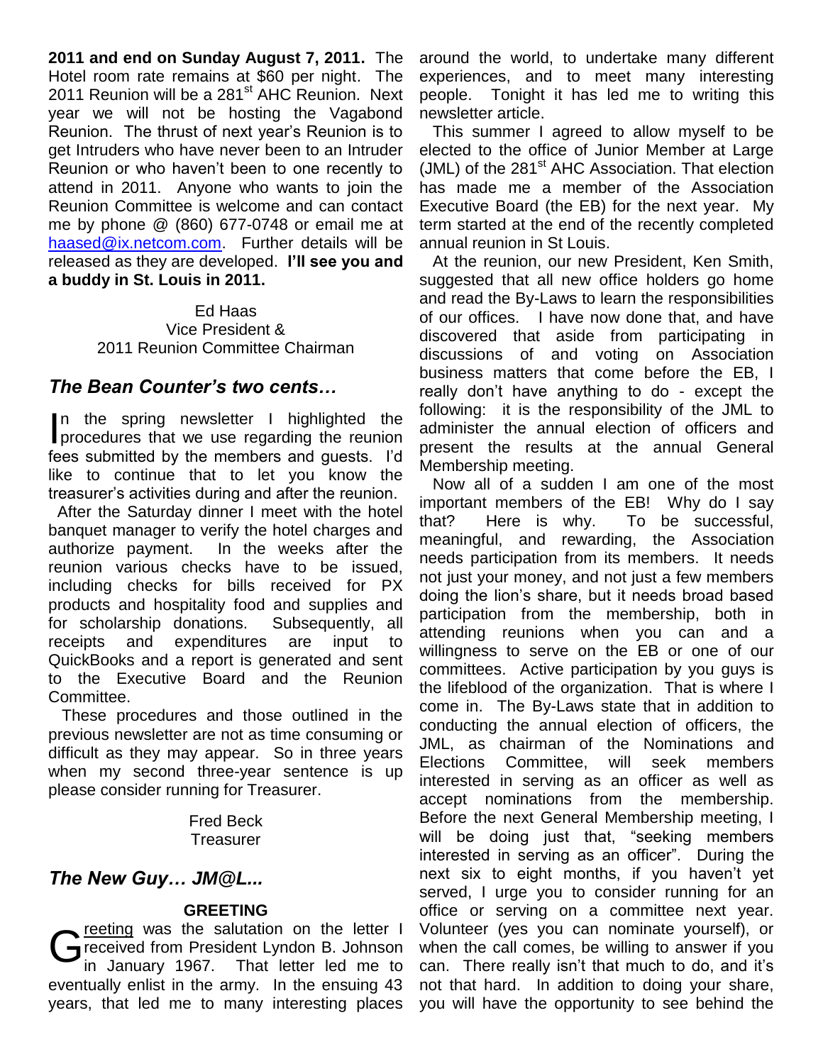**2011 and end on Sunday August 7, 2011.** The Hotel room rate remains at $60 per night. The 2011 Reunion will be a 281st AHC Reunion. Next year we will not be hosting the Vagabond Reunion. The thrust of next year's Reunion is to get Intruders who have never been to an Intruder Reunion or who haven't been to one recently to attend in 2011. Anyone who wants to join the Reunion Committee is welcome and can contact me by phone @ (860) 677-0748 or email me at haased@ix.netcom.com. Further details will be released as they are developed. **I'll see you and a buddy in St. Louis in 2011.**

Ed Haas
Vice President &
2011 Reunion Committee Chairman

## *The Bean Counter's two cents…*

In the spring newsletter I highlighted the procedures that we use regarding the reunion fees submitted by the members and guests. I'd like to continue that to let you know the treasurer's activities during and after the reunion.

After the Saturday dinner I meet with the hotel banquet manager to verify the hotel charges and authorize payment. In the weeks after the reunion various checks have to be issued, including checks for bills received for PX products and hospitality food and supplies and for scholarship donations. Subsequently, all receipts and expenditures are input to QuickBooks and a report is generated and sent to the Executive Board and the Reunion Committee.

These procedures and those outlined in the previous newsletter are not as time consuming or difficult as they may appear. So in three years when my second three-year sentence is up please consider running for Treasurer.

Fred Beck
Treasurer

## *The New Guy… JM@L...*

**GREETING**

Greeting was the salutation on the letter I received from President Lyndon B. Johnson in January 1967. That letter led me to eventually enlist in the army. In the ensuing 43 years, that led me to many interesting places around the world, to undertake many different experiences, and to meet many interesting people. Tonight it has led me to writing this newsletter article.

This summer I agreed to allow myself to be elected to the office of Junior Member at Large (JML) of the 281st AHC Association. That election has made me a member of the Association Executive Board (the EB) for the next year. My term started at the end of the recently completed annual reunion in St Louis.

At the reunion, our new President, Ken Smith, suggested that all new office holders go home and read the By-Laws to learn the responsibilities of our offices. I have now done that, and have discovered that aside from participating in discussions of and voting on Association business matters that come before the EB, I really don't have anything to do - except the following: it is the responsibility of the JML to administer the annual election of officers and present the results at the annual General Membership meeting.

Now all of a sudden I am one of the most important members of the EB! Why do I say that? Here is why. To be successful, meaningful, and rewarding, the Association needs participation from its members. It needs not just your money, and not just a few members doing the lion's share, but it needs broad based participation from the membership, both in attending reunions when you can and a willingness to serve on the EB or one of our committees. Active participation by you guys is the lifeblood of the organization. That is where I come in. The By-Laws state that in addition to conducting the annual election of officers, the JML, as chairman of the Nominations and Elections Committee, will seek members interested in serving as an officer as well as accept nominations from the membership. Before the next General Membership meeting, I will be doing just that, "seeking members interested in serving as an officer". During the next six to eight months, if you haven't yet served, I urge you to consider running for an office or serving on a committee next year. Volunteer (yes you can nominate yourself), or when the call comes, be willing to answer if you can. There really isn't that much to do, and it's not that hard. In addition to doing your share, you will have the opportunity to see behind the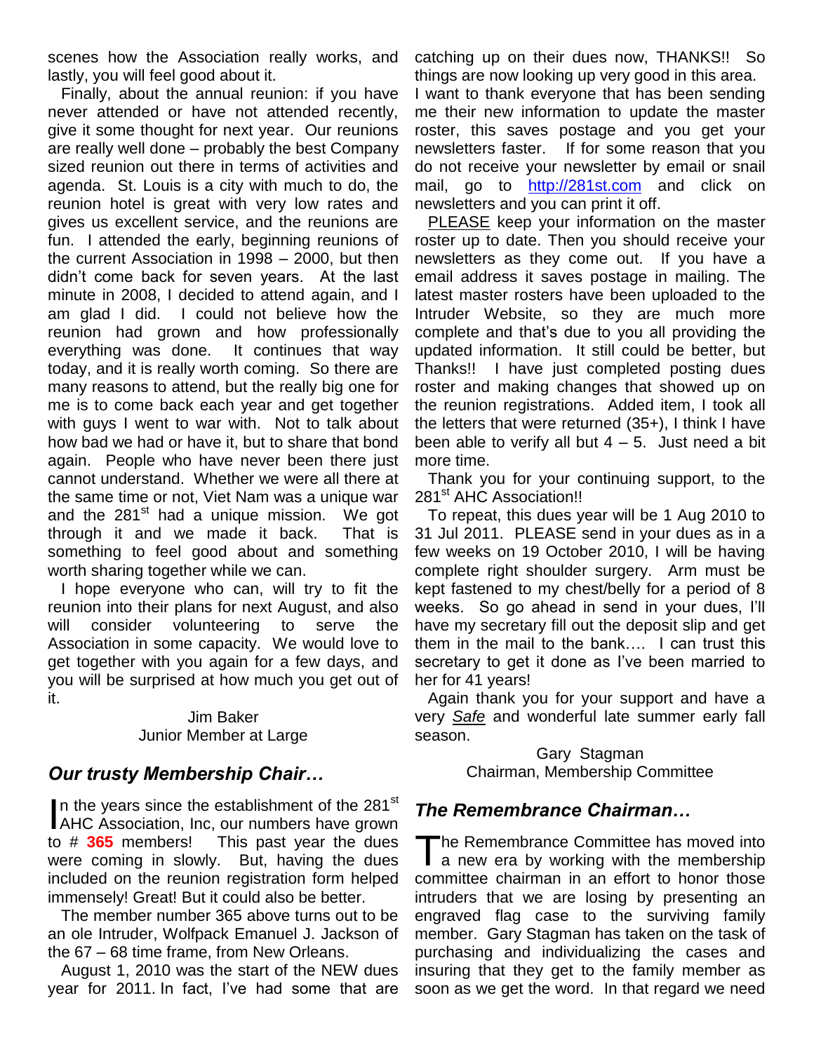scenes how the Association really works, and lastly, you will feel good about it.

Finally, about the annual reunion: if you have never attended or have not attended recently, give it some thought for next year. Our reunions are really well done – probably the best Company sized reunion out there in terms of activities and agenda. St. Louis is a city with much to do, the reunion hotel is great with very low rates and gives us excellent service, and the reunions are fun. I attended the early, beginning reunions of the current Association in 1998 – 2000, but then didn't come back for seven years. At the last minute in 2008, I decided to attend again, and I am glad I did. I could not believe how the reunion had grown and how professionally everything was done. It continues that way today, and it is really worth coming. So there are many reasons to attend, but the really big one for me is to come back each year and get together with guys I went to war with. Not to talk about how bad we had or have it, but to share that bond again. People who have never been there just cannot understand. Whether we were all there at the same time or not, Viet Nam was a unique war and the 281st had a unique mission. We got through it and we made it back. That is something to feel good about and something worth sharing together while we can.

I hope everyone who can, will try to fit the reunion into their plans for next August, and also will consider volunteering to serve the Association in some capacity. We would love to get together with you again for a few days, and you will be surprised at how much you get out of it.

Jim Baker
Junior Member at Large

## *Our trusty Membership Chair…*

In the years since the establishment of the 281st AHC Association, Inc, our numbers have grown to # **365** members! This past year the dues were coming in slowly. But, having the dues included on the reunion registration form helped immensely! Great! But it could also be better.

The member number 365 above turns out to be an ole Intruder, Wolfpack Emanuel J. Jackson of the 67 – 68 time frame, from New Orleans.

August 1, 2010 was the start of the NEW dues year for 2011. In fact, I've had some that are catching up on their dues now, THANKS!! So things are now looking up very good in this area.

I want to thank everyone that has been sending me their new information to update the master roster, this saves postage and you get your newsletters faster. If for some reason that you do not receive your newsletter by email or snail mail, go to http://281st.com and click on newsletters and you can print it off.

PLEASE keep your information on the master roster up to date. Then you should receive your newsletters as they come out. If you have a email address it saves postage in mailing. The latest master rosters have been uploaded to the Intruder Website, so they are much more complete and that's due to you all providing the updated information. It still could be better, but Thanks!! I have just completed posting dues roster and making changes that showed up on the reunion registrations. Added item, I took all the letters that were returned (35+), I think I have been able to verify all but 4 – 5. Just need a bit more time.

Thank you for your continuing support, to the 281st AHC Association!!

To repeat, this dues year will be 1 Aug 2010 to 31 Jul 2011. PLEASE send in your dues as in a few weeks on 19 October 2010, I will be having complete right shoulder surgery. Arm must be kept fastened to my chest/belly for a period of 8 weeks. So go ahead in send in your dues, I'll have my secretary fill out the deposit slip and get them in the mail to the bank…. I can trust this secretary to get it done as I've been married to her for 41 years!

Again thank you for your support and have a very *Safe* and wonderful late summer early fall season.

Gary Stagman
Chairman, Membership Committee

## *The Remembrance Chairman…*

The Remembrance Committee has moved into a new era by working with the membership committee chairman in an effort to honor those intruders that we are losing by presenting an engraved flag case to the surviving family member. Gary Stagman has taken on the task of purchasing and individualizing the cases and insuring that they get to the family member as soon as we get the word. In that regard we need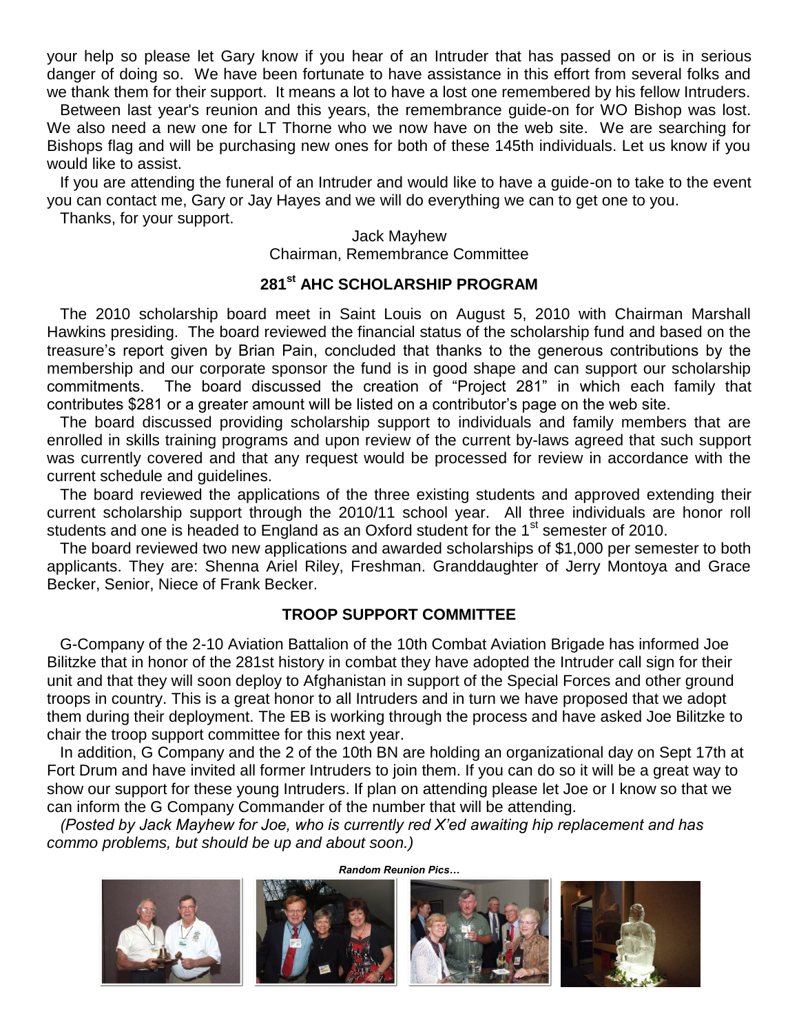your help so please let Gary know if you hear of an Intruder that has passed on or is in serious danger of doing so. We have been fortunate to have assistance in this effort from several folks and we thank them for their support. It means a lot to have a lost one remembered by his fellow Intruders.

Between last year's reunion and this years, the remembrance guide-on for WO Bishop was lost. We also need a new one for LT Thorne who we now have on the web site. We are searching for Bishops flag and will be purchasing new ones for both of these 145th individuals. Let us know if you would like to assist.

If you are attending the funeral of an Intruder and would like to have a guide-on to take to the event you can contact me, Gary or Jay Hayes and we will do everything we can to get one to you.

Thanks, for your support.

Jack Mayhew
Chairman, Remembrance Committee

## 281st AHC SCHOLARSHIP PROGRAM

The 2010 scholarship board meet in Saint Louis on August 5, 2010 with Chairman Marshall Hawkins presiding. The board reviewed the financial status of the scholarship fund and based on the treasure's report given by Brian Pain, concluded that thanks to the generous contributions by the membership and our corporate sponsor the fund is in good shape and can support our scholarship commitments. The board discussed the creation of "Project 281" in which each family that contributes $281 or a greater amount will be listed on a contributor's page on the web site.

The board discussed providing scholarship support to individuals and family members that are enrolled in skills training programs and upon review of the current by-laws agreed that such support was currently covered and that any request would be processed for review in accordance with the current schedule and guidelines.

The board reviewed the applications of the three existing students and approved extending their current scholarship support through the 2010/11 school year. All three individuals are honor roll students and one is headed to England as an Oxford student for the 1st semester of 2010.

The board reviewed two new applications and awarded scholarships of $1,000 per semester to both applicants. They are: Shenna Ariel Riley, Freshman. Granddaughter of Jerry Montoya and Grace Becker, Senior, Niece of Frank Becker.

## TROOP SUPPORT COMMITTEE

G-Company of the 2-10 Aviation Battalion of the 10th Combat Aviation Brigade has informed Joe Bilitzke that in honor of the 281st history in combat they have adopted the Intruder call sign for their unit and that they will soon deploy to Afghanistan in support of the Special Forces and other ground troops in country. This is a great honor to all Intruders and in turn we have proposed that we adopt them during their deployment. The EB is working through the process and have asked Joe Bilitzke to chair the troop support committee for this next year.

In addition, G Company and the 2 of the 10th BN are holding an organizational day on Sept 17th at Fort Drum and have invited all former Intruders to join them. If you can do so it will be a great way to show our support for these young Intruders. If plan on attending please let Joe or I know so that we can inform the G Company Commander of the number that will be attending.

*(Posted by Jack Mayhew for Joe, who is currently red X'ed awaiting hip replacement and has commo problems, but should be up and about soon.)*

***Random Reunion Pics…***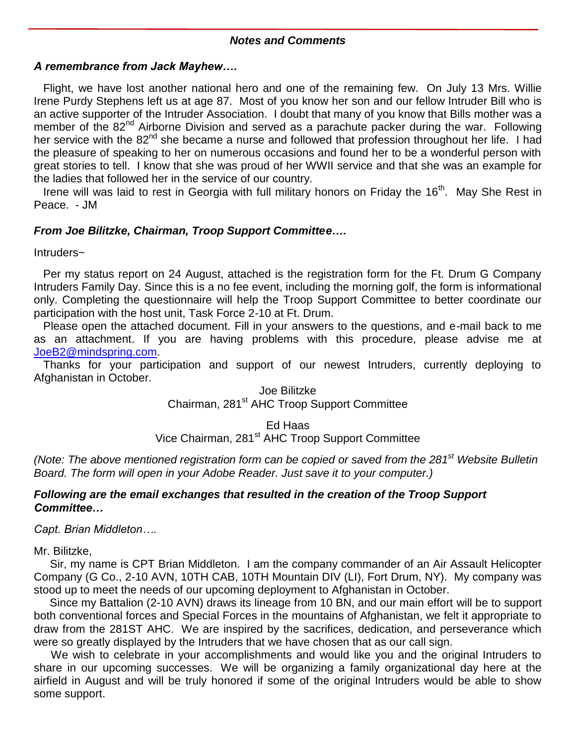### *Notes and Comments*

***A remembrance from Jack Mayhew….***

Flight, we have lost another national hero and one of the remaining few. On July 13 Mrs. Willie Irene Purdy Stephens left us at age 87. Most of you know her son and our fellow Intruder Bill who is an active supporter of the Intruder Association. I doubt that many of you know that Bills mother was a member of the 82nd Airborne Division and served as a parachute packer during the war. Following her service with the 82nd she became a nurse and followed that profession throughout her life. I had the pleasure of speaking to her on numerous occasions and found her to be a wonderful person with great stories to tell. I know that she was proud of her WWII service and that she was an example for the ladies that followed her in the service of our country.

Irene will was laid to rest in Georgia with full military honors on Friday the 16th. May She Rest in Peace. - JM

***From Joe Bilitzke, Chairman, Troop Support Committee….***

Intruders~

Per my status report on 24 August, attached is the registration form for the Ft. Drum G Company Intruders Family Day. Since this is a no fee event, including the morning golf, the form is informational only. Completing the questionnaire will help the Troop Support Committee to better coordinate our participation with the host unit, Task Force 2-10 at Ft. Drum.

Please open the attached document. Fill in your answers to the questions, and e-mail back to me as an attachment. If you are having problems with this procedure, please advise me at JoeB2@mindspring.com.

Thanks for your participation and support of our newest Intruders, currently deploying to Afghanistan in October.

Joe Bilitzke
Chairman, 281st AHC Troop Support Committee

Ed Haas
Vice Chairman, 281st AHC Troop Support Committee

*(Note: The above mentioned registration form can be copied or saved from the 281st Website Bulletin Board. The form will open in your Adobe Reader. Just save it to your computer.)*

***Following are the email exchanges that resulted in the creation of the Troop Support Committee…***

*Capt. Brian Middleton….*

Mr. Bilitzke,

Sir, my name is CPT Brian Middleton. I am the company commander of an Air Assault Helicopter Company (G Co., 2-10 AVN, 10TH CAB, 10TH Mountain DIV (LI), Fort Drum, NY). My company was stood up to meet the needs of our upcoming deployment to Afghanistan in October.

Since my Battalion (2-10 AVN) draws its lineage from 10 BN, and our main effort will be to support both conventional forces and Special Forces in the mountains of Afghanistan, we felt it appropriate to draw from the 281ST AHC. We are inspired by the sacrifices, dedication, and perseverance which were so greatly displayed by the Intruders that we have chosen that as our call sign.

We wish to celebrate in your accomplishments and would like you and the original Intruders to share in our upcoming successes. We will be organizing a family organizational day here at the airfield in August and will be truly honored if some of the original Intruders would be able to show some support.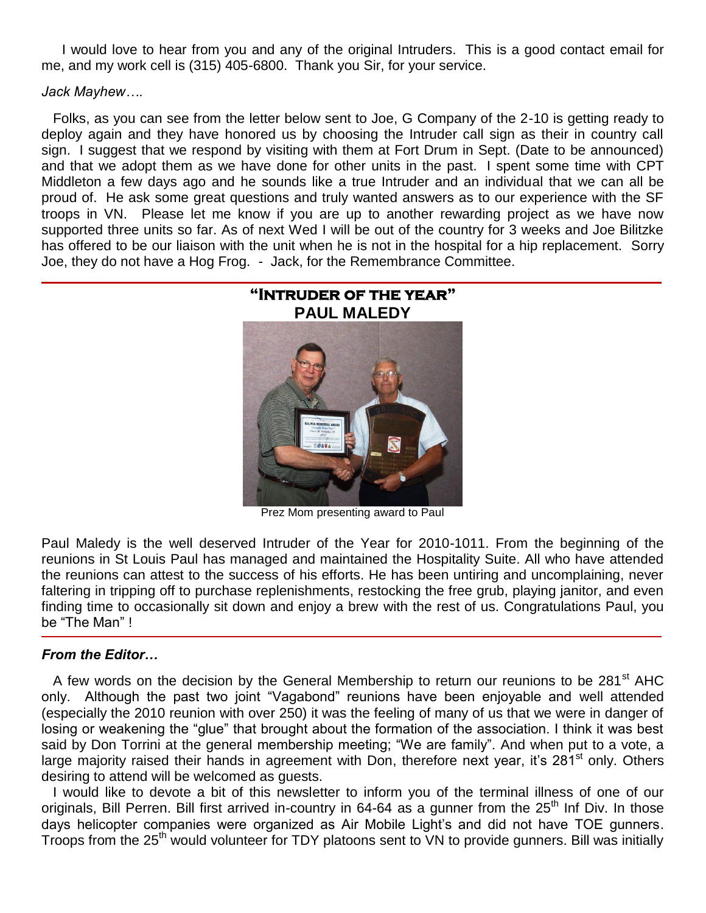I would love to hear from you and any of the original Intruders. This is a good contact email for me, and my work cell is (315) 405-6800. Thank you Sir, for your service.

*Jack Mayhew….*

Folks, as you can see from the letter below sent to Joe, G Company of the 2-10 is getting ready to deploy again and they have honored us by choosing the Intruder call sign as their in country call sign. I suggest that we respond by visiting with them at Fort Drum in Sept. (Date to be announced) and that we adopt them as we have done for other units in the past. I spent some time with CPT Middleton a few days ago and he sounds like a true Intruder and an individual that we can all be proud of. He ask some great questions and truly wanted answers as to our experience with the SF troops in VN. Please let me know if you are up to another rewarding project as we have now supported three units so far. As of next Wed I will be out of the country for 3 weeks and Joe Bilitzke has offered to be our liaison with the unit when he is not in the hospital for a hip replacement. Sorry Joe, they do not have a Hog Frog. - Jack, for the Remembrance Committee.

---

## "Intruder of the Year"
## PAUL MALEDY

Prez Mom presenting award to Paul

Paul Maledy is the well deserved Intruder of the Year for 2010-1011. From the beginning of the reunions in St Louis Paul has managed and maintained the Hospitality Suite. All who have attended the reunions can attest to the success of his efforts. He has been untiring and uncomplaining, never faltering in tripping off to purchase replenishments, restocking the free grub, playing janitor, and even finding time to occasionally sit down and enjoy a brew with the rest of us. Congratulations Paul, you be "The Man" !

---

***From the Editor…***

A few words on the decision by the General Membership to return our reunions to be 281st AHC only. Although the past two joint "Vagabond" reunions have been enjoyable and well attended (especially the 2010 reunion with over 250) it was the feeling of many of us that we were in danger of losing or weakening the "glue" that brought about the formation of the association. I think it was best said by Don Torrini at the general membership meeting; "We are family". And when put to a vote, a large majority raised their hands in agreement with Don, therefore next year, it's 281st only. Others desiring to attend will be welcomed as guests.

I would like to devote a bit of this newsletter to inform you of the terminal illness of one of our originals, Bill Perren. Bill first arrived in-country in 64-64 as a gunner from the 25th Inf Div. In those days helicopter companies were organized as Air Mobile Light's and did not have TOE gunners. Troops from the 25th would volunteer for TDY platoons sent to VN to provide gunners. Bill was initially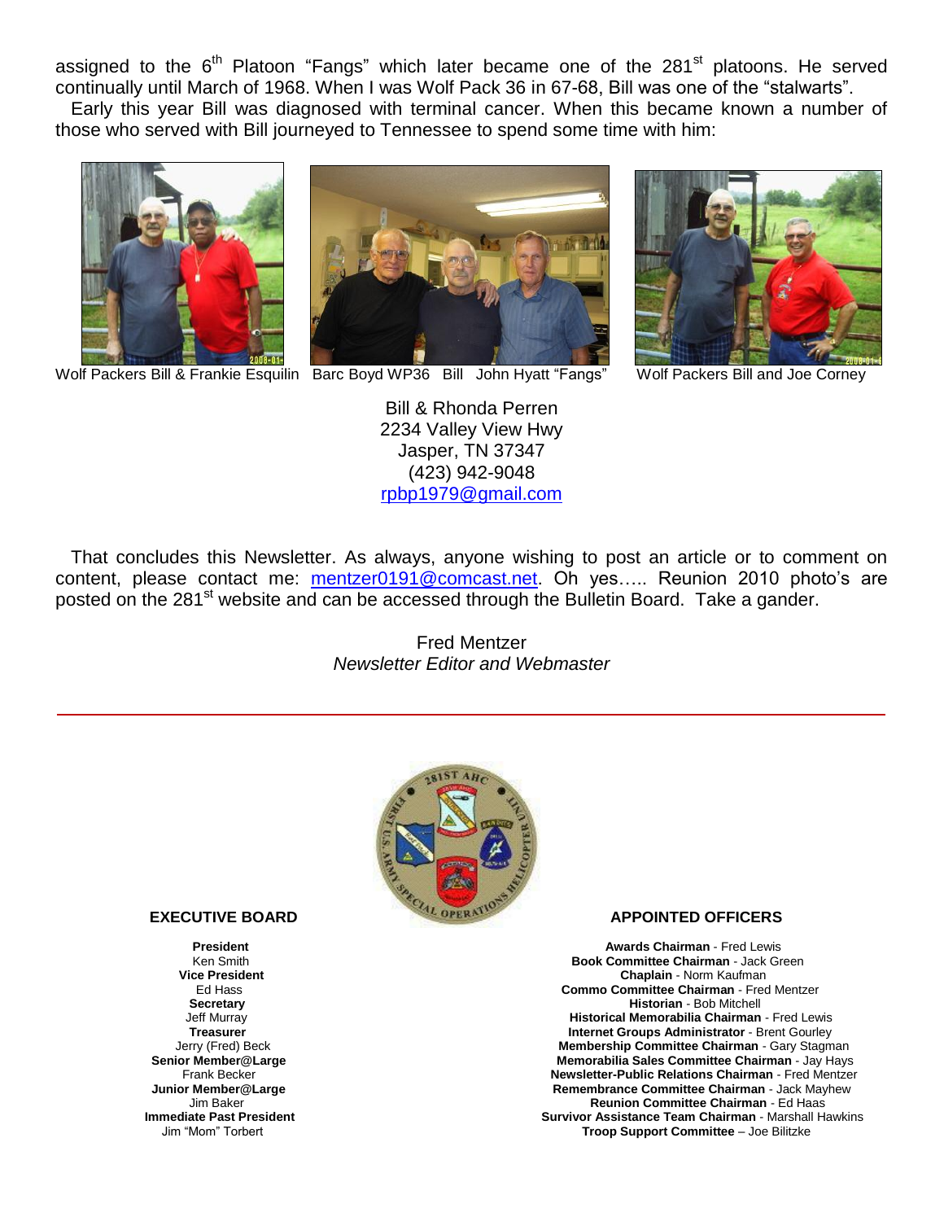assigned to the 6th Platoon "Fangs" which later became one of the 281st platoons. He served continually until March of 1968. When I was Wolf Pack 36 in 67-68, Bill was one of the "stalwarts".

Early this year Bill was diagnosed with terminal cancer. When this became known a number of those who served with Bill journeyed to Tennessee to spend some time with him:

Wolf Packers Bill & Frankie Esquilin

Barc Boyd WP36 Bill John Hyatt "Fangs"

Wolf Packers Bill and Joe Corney

Bill & Rhonda Perren
2234 Valley View Hwy
Jasper, TN 37347
(423) 942-9048
rpbp1979@gmail.com

That concludes this Newsletter. As always, anyone wishing to post an article or to comment on content, please contact me: mentzer0191@comcast.net. Oh yes….. Reunion 2010 photo's are posted on the 281st website and can be accessed through the Bulletin Board. Take a gander.

Fred Mentzer
*Newsletter Editor and Webmaster*

---

**EXECUTIVE BOARD**

**President**
Ken Smith
**Vice President**
Ed Hass
**Secretary**
Jeff Murray
**Treasurer**
Jerry (Fred) Beck
**Senior Member@Large**
Frank Becker
**Junior Member@Large**
Jim Baker
**Immediate Past President**
Jim "Mom" Torbert

**APPOINTED OFFICERS**

**Awards Chairman** - Fred Lewis
**Book Committee Chairman** - Jack Green
**Chaplain** - Norm Kaufman
**Commo Committee Chairman** - Fred Mentzer
**Historian** - Bob Mitchell
**Historical Memorabilia Chairman** - Fred Lewis
**Internet Groups Administrator** - Brent Gourley
**Membership Committee Chairman** - Gary Stagman
**Memorabilia Sales Committee Chairman** - Jay Hays
**Newsletter-Public Relations Chairman** - Fred Mentzer
**Remembrance Committee Chairman** - Jack Mayhew
**Reunion Committee Chairman** - Ed Haas
**Survivor Assistance Team Chairman** - Marshall Hawkins
**Troop Support Committee** – Joe Bilitzke